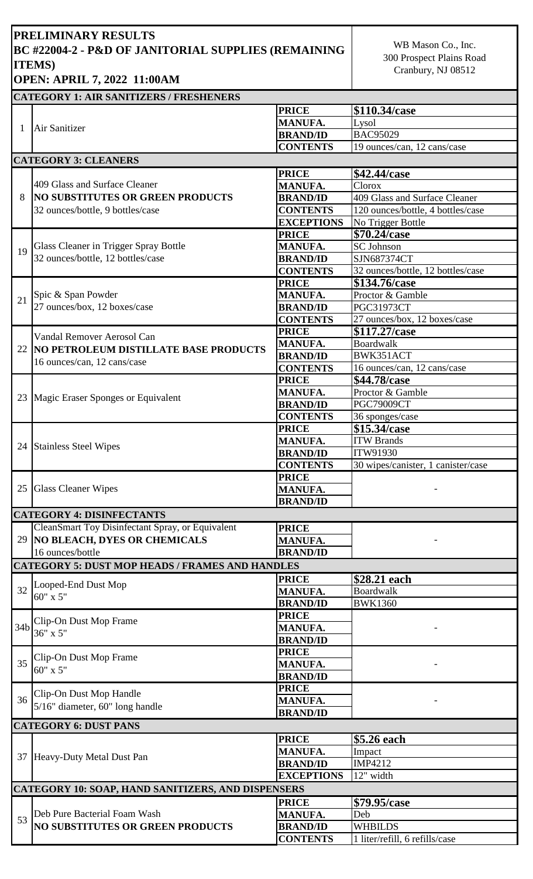# PRELIMINARY RESULTS
## BC #22004-2 - P&D OF JANITORIAL SUPPLIES (REMAINING ITEMS)
## OPEN: APRIL 7, 2022 11:00AM

WB Mason Co., Inc.
300 Prospect Plains Road
Cranbury, NJ 08512

| # | Item | Field | WB Mason Co., Inc. |
|---|---|---|---|
| **CATEGORY 1: AIR SANITIZERS / FRESHENERS** | | | |
| 1 | Air Sanitizer | **PRICE** | **$110.34/case** |
| | | **MANUFA.** | Lysol |
| | | **BRAND/ID** | BAC95029 |
| | | **CONTENTS** | 19 ounces/can, 12 cans/case |
| **CATEGORY 3: CLEANERS** | | | |
| 8 | 409 Glass and Surface Cleaner **NO SUBSTITUTES OR GREEN PRODUCTS** 32 ounces/bottle, 9 bottles/case | **PRICE** | **$42.44/case** |
| | | **MANUFA.** | Clorox |
| | | **BRAND/ID** | 409 Glass and Surface Cleaner |
| | | **CONTENTS** | 120 ounces/bottle, 4 bottles/case |
| | | **EXCEPTIONS** | No Trigger Bottle |
| 19 | Glass Cleaner in Trigger Spray Bottle 32 ounces/bottle, 12 bottles/case | **PRICE** | **$70.24/case** |
| | | **MANUFA.** | SC Johnson |
| | | **BRAND/ID** | SJN687374CT |
| | | **CONTENTS** | 32 ounces/bottle, 12 bottles/case |
| 21 | Spic & Span Powder 27 ounces/box, 12 boxes/case | **PRICE** | **$134.76/case** |
| | | **MANUFA.** | Proctor & Gamble |
| | | **BRAND/ID** | PGC31973CT |
| | | **CONTENTS** | 27 ounces/box, 12 boxes/case |
| 22 | Vandal Remover Aerosol Can **NO PETROLEUM DISTILLATE BASE PRODUCTS** 16 ounces/can, 12 cans/case | **PRICE** | **$117.27/case** |
| | | **MANUFA.** | Boardwalk |
| | | **BRAND/ID** | BWK351ACT |
| | | **CONTENTS** | 16 ounces/can, 12 cans/case |
| 23 | Magic Eraser Sponges or Equivalent | **PRICE** | **$44.78/case** |
| | | **MANUFA.** | Proctor & Gamble |
| | | **BRAND/ID** | PGC79009CT |
| | | **CONTENTS** | 36 sponges/case |
| 24 | Stainless Steel Wipes | **PRICE** | **$15.34/case** |
| | | **MANUFA.** | ITW Brands |
| | | **BRAND/ID** | ITW91930 |
| | | **CONTENTS** | 30 wipes/canister, 1 canister/case |
| 25 | Glass Cleaner Wipes | **PRICE** | - |
| | | **MANUFA.** | |
| | | **BRAND/ID** | |
| **CATEGORY 4: DISINFECTANTS** | | | |
| 29 | CleanSmart Toy Disinfectant Spray, or Equivalent **NO BLEACH, DYES OR CHEMICALS** 16 ounces/bottle | **PRICE** | - |
| | | **MANUFA.** | |
| | | **BRAND/ID** | |
| **CATEGORY 5: DUST MOP HEADS / FRAMES AND HANDLES** | | | |
| 32 | Looped-End Dust Mop 60" x 5" | **PRICE** | **$28.21 each** |
| | | **MANUFA.** | Boardwalk |
| | | **BRAND/ID** | BWK1360 |
| 34b | Clip-On Dust Mop Frame 36" x 5" | **PRICE** | - |
| | | **MANUFA.** | |
| | | **BRAND/ID** | |
| 35 | Clip-On Dust Mop Frame 60" x 5" | **PRICE** | - |
| | | **MANUFA.** | |
| | | **BRAND/ID** | |
| 36 | Clip-On Dust Mop Handle 5/16" diameter, 60" long handle | **PRICE** | - |
| | | **MANUFA.** | |
| | | **BRAND/ID** | |
| **CATEGORY 6: DUST PANS** | | | |
| 37 | Heavy-Duty Metal Dust Pan | **PRICE** | **$5.26 each** |
| | | **MANUFA.** | Impact |
| | | **BRAND/ID** | IMP4212 |
| | | **EXCEPTIONS** | 12" width |
| **CATEGORY 10: SOAP, HAND SANITIZERS, AND DISPENSERS** | | | |
| 53 | Deb Pure Bacterial Foam Wash **NO SUBSTITUTES OR GREEN PRODUCTS** | **PRICE** | **$79.95/case** |
| | | **MANUFA.** | Deb |
| | | **BRAND/ID** | WHBILDS |
| | | **CONTENTS** | 1 liter/refill, 6 refills/case |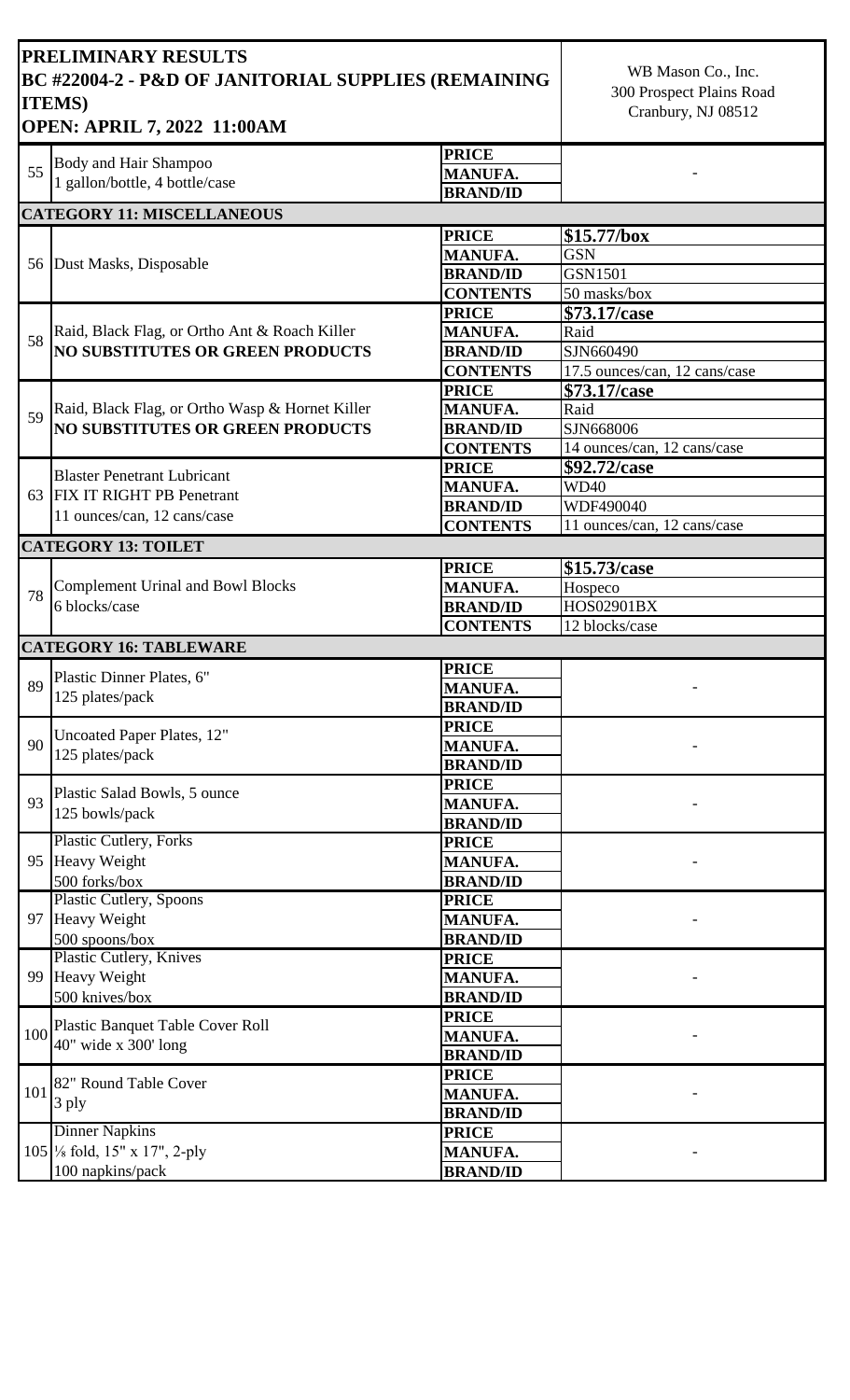| PRELIMINARY RESULTS<br>BC #22004-2 - P&D OF JANITORIAL SUPPLIES (REMAINING ITEMS)<br>OPEN: APRIL 7, 2022 11:00AM | | | WB Mason Co., Inc.<br>300 Prospect Plains Road<br>Cranbury, NJ 08512 |
|---|---|---|---|
| 55 | Body and Hair Shampoo<br>1 gallon/bottle, 4 bottle/case | PRICE<br>MANUFA.<br>BRAND/ID | - |
| **CATEGORY 11: MISCELLANEOUS** | | | |
| 56 | Dust Masks, Disposable | PRICE | **$15.77/box** |
| | | MANUFA. | GSN |
| | | BRAND/ID | GSN1501 |
| | | CONTENTS | 50 masks/box |
| 58 | Raid, Black Flag, or Ortho Ant & Roach Killer<br>**NO SUBSTITUTES OR GREEN PRODUCTS** | PRICE | **$73.17/case** |
| | | MANUFA. | Raid |
| | | BRAND/ID | SJN660490 |
| | | CONTENTS | 17.5 ounces/can, 12 cans/case |
| 59 | Raid, Black Flag, or Ortho Wasp & Hornet Killer<br>**NO SUBSTITUTES OR GREEN PRODUCTS** | PRICE | **$73.17/case** |
| | | MANUFA. | Raid |
| | | BRAND/ID | SJN668006 |
| | | CONTENTS | 14 ounces/can, 12 cans/case |
| 63 | Blaster Penetrant Lubricant<br>FIX IT RIGHT PB Penetrant<br>11 ounces/can, 12 cans/case | PRICE | **$92.72/case** |
| | | MANUFA. | WD40 |
| | | BRAND/ID | WDF490040 |
| | | CONTENTS | 11 ounces/can, 12 cans/case |
| **CATEGORY 13: TOILET** | | | |
| 78 | Complement Urinal and Bowl Blocks<br>6 blocks/case | PRICE | **$15.73/case** |
| | | MANUFA. | Hospeco |
| | | BRAND/ID | HOS02901BX |
| | | CONTENTS | 12 blocks/case |
| **CATEGORY 16: TABLEWARE** | | | |
| 89 | Plastic Dinner Plates, 6"<br>125 plates/pack | PRICE<br>MANUFA.<br>BRAND/ID | - |
| 90 | Uncoated Paper Plates, 12"<br>125 plates/pack | PRICE<br>MANUFA.<br>BRAND/ID | - |
| 93 | Plastic Salad Bowls, 5 ounce<br>125 bowls/pack | PRICE<br>MANUFA.<br>BRAND/ID | - |
| 95 | Plastic Cutlery, Forks<br>Heavy Weight<br>500 forks/box | PRICE<br>MANUFA.<br>BRAND/ID | - |
| 97 | Plastic Cutlery, Spoons<br>Heavy Weight<br>500 spoons/box | PRICE<br>MANUFA.<br>BRAND/ID | - |
| 99 | Plastic Cutlery, Knives<br>Heavy Weight<br>500 knives/box | PRICE<br>MANUFA.<br>BRAND/ID | - |
| 100 | Plastic Banquet Table Cover Roll<br>40" wide x 300' long | PRICE<br>MANUFA.<br>BRAND/ID | - |
| 101 | 82" Round Table Cover<br>3 ply | PRICE<br>MANUFA.<br>BRAND/ID | - |
| 105 | Dinner Napkins<br>⅛ fold, 15" x 17", 2-ply<br>100 napkins/pack | PRICE<br>MANUFA.<br>BRAND/ID | - |